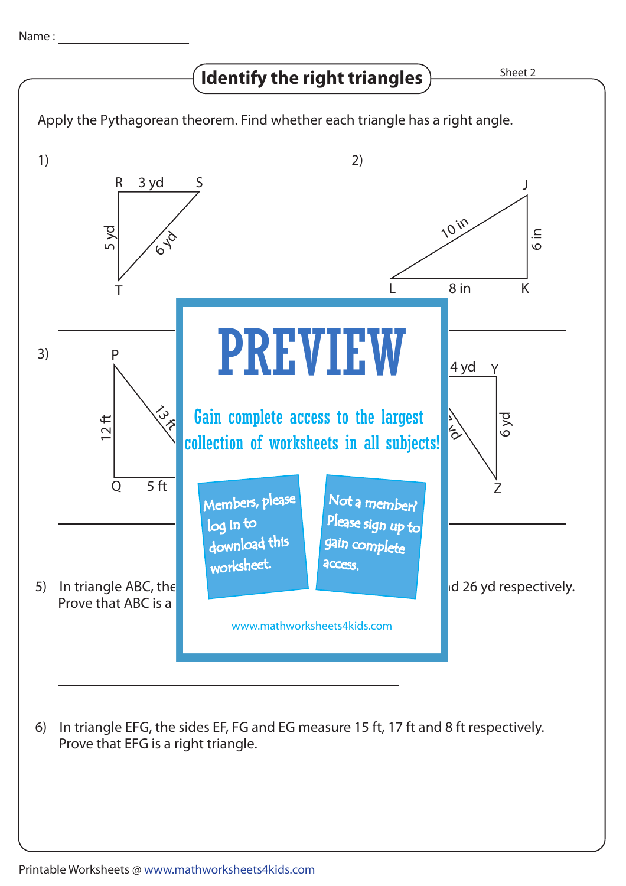Name : ____________________

## Identify the right triangles

Sheet 2

Apply the Pythagorean theorem. Find whether each triangle has a right angle.

1) R 3 yd S, 5 yd, 6 yd, T

2) J, 10 in, 6 in, L 8 in K

3) P, 12 ft, 13 ft, Q 5 ft

4) 4 yd Y, 6 yd, Z

# PREVIEW

Gain complete access to the largest collection of worksheets in all subjects!

Members, please log in to download this worksheet.

Not a member? Please sign up to gain complete access.

www.mathworksheets4kids.com

5) In triangle ABC, the ... d 26 yd respectively. Prove that ABC is a ...

6) In triangle EFG, the sides EF, FG and EG measure 15 ft, 17 ft and 8 ft respectively. Prove that EFG is a right triangle.

Printable Worksheets @ www.mathworksheets4kids.com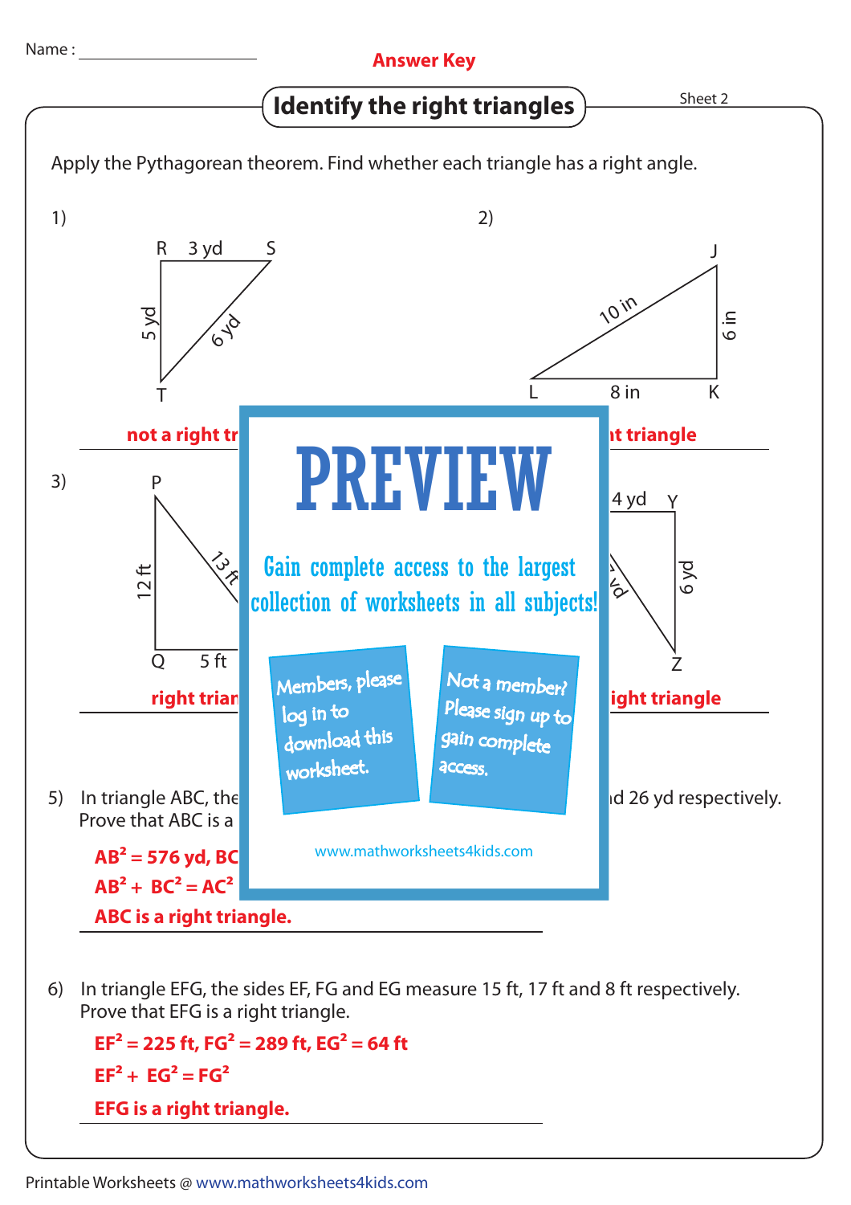Name : ____________________

**Answer Key**

# Identify the right triangles

Sheet 2

Apply the Pythagorean theorem. Find whether each triangle has a right angle.

1)

R 3 yd S

5 yd

6 yd

T

**not a right tr**

2)

J

10 in

6 in

L 8 in K

**t triangle**

3)

P

12 ft

13 ft

Q 5 ft

**right trian**

4 yd Y

yd

6 yd

Z

**ight triangle**

# PREVIEW

Gain complete access to the largest collection of worksheets in all subjects!

Members, please log in to download this worksheet.

Not a member? Please sign up to gain complete access.

www.mathworksheets4kids.com

5) In triangle ABC, the ... d 26 yd respectively. Prove that ABC is a ...

**$AB^2$ = 576 yd, BC**

**$AB^2 + BC^2 = AC^2$**

**ABC is a right triangle.**

6) In triangle EFG, the sides EF, FG and EG measure 15 ft, 17 ft and 8 ft respectively. Prove that EFG is a right triangle.

**$EF^2$ = 225 ft, $FG^2$ = 289 ft, $EG^2$ = 64 ft**

**$EF^2 + EG^2 = FG^2$**

**EFG is a right triangle.**

Printable Worksheets @ www.mathworksheets4kids.com